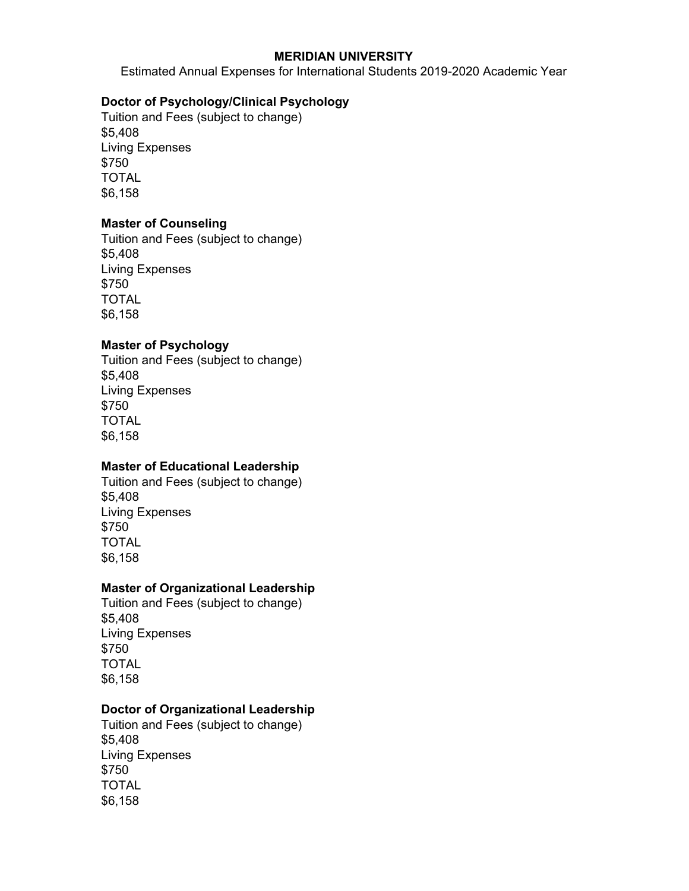**MERIDIAN UNIVERSITY**

Estimated Annual Expenses for International Students 2019-2020 Academic Year

**Doctor of Psychology/Clinical Psychology**

Tuition and Fees (subject to change)
$5,408
Living Expenses
$750
TOTAL
$6,158

**Master of Counseling**

Tuition and Fees (subject to change)
$5,408
Living Expenses
$750
TOTAL
$6,158

**Master of Psychology**

Tuition and Fees (subject to change)
$5,408
Living Expenses
$750
TOTAL
$6,158

**Master of Educational Leadership**

Tuition and Fees (subject to change)
$5,408
Living Expenses
$750
TOTAL
$6,158

**Master of Organizational Leadership**

Tuition and Fees (subject to change)
$5,408
Living Expenses
$750
TOTAL
$6,158

**Doctor of Organizational Leadership**

Tuition and Fees (subject to change)
$5,408
Living Expenses
$750
TOTAL
$6,158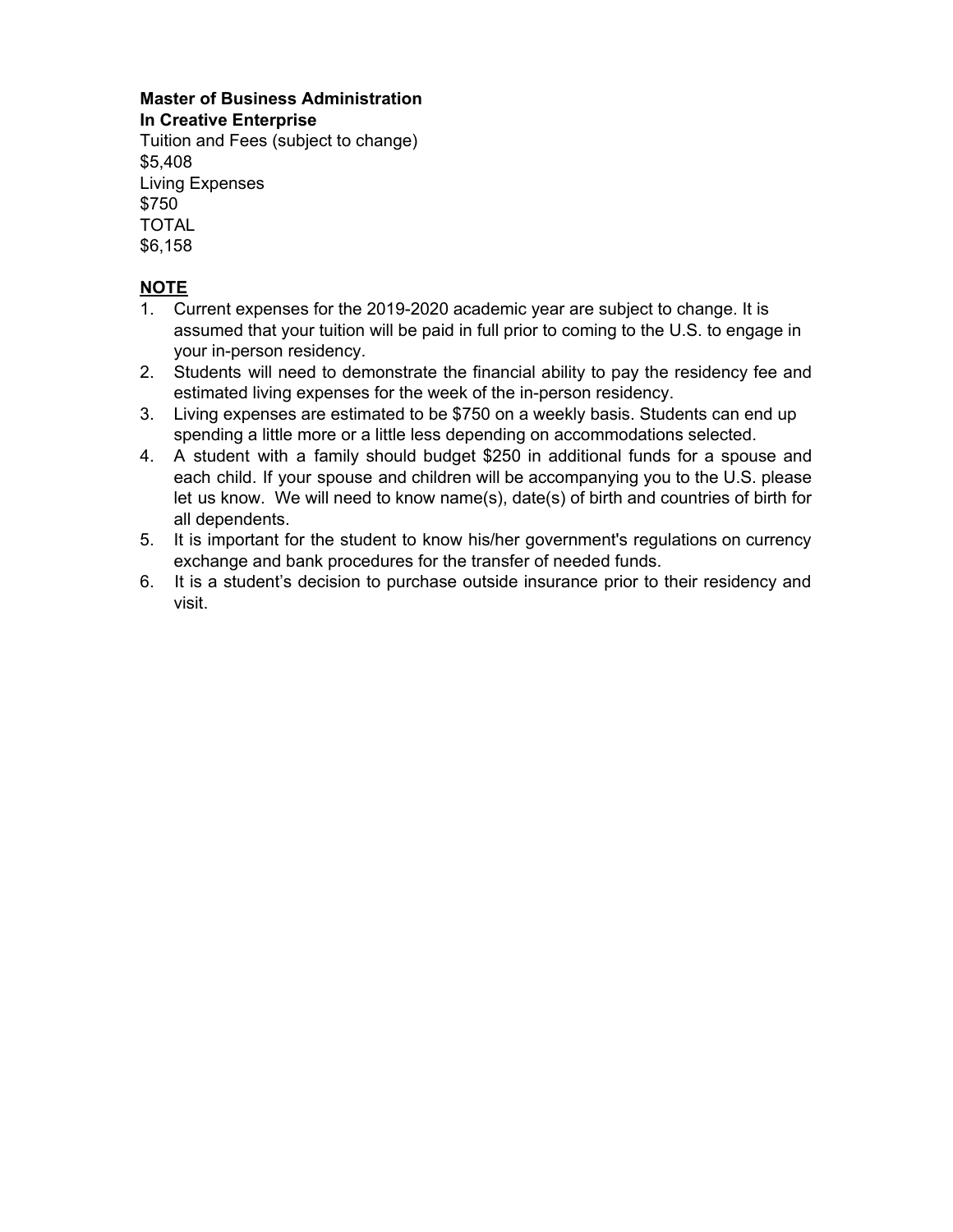**Master of Business Administration**
**In Creative Enterprise**

Tuition and Fees (subject to change)
$5,408
Living Expenses
$750
TOTAL
$6,158

**<u>NOTE</u>**

1. Current expenses for the 2019-2020 academic year are subject to change. It is assumed that your tuition will be paid in full prior to coming to the U.S. to engage in your in-person residency.
2. Students will need to demonstrate the financial ability to pay the residency fee and estimated living expenses for the week of the in-person residency.
3. Living expenses are estimated to be $750 on a weekly basis. Students can end up spending a little more or a little less depending on accommodations selected.
4. A student with a family should budget $250 in additional funds for a spouse and each child. If your spouse and children will be accompanying you to the U.S. please let us know. We will need to know name(s), date(s) of birth and countries of birth for all dependents.
5. It is important for the student to know his/her government's regulations on currency exchange and bank procedures for the transfer of needed funds.
6. It is a student's decision to purchase outside insurance prior to their residency and visit.